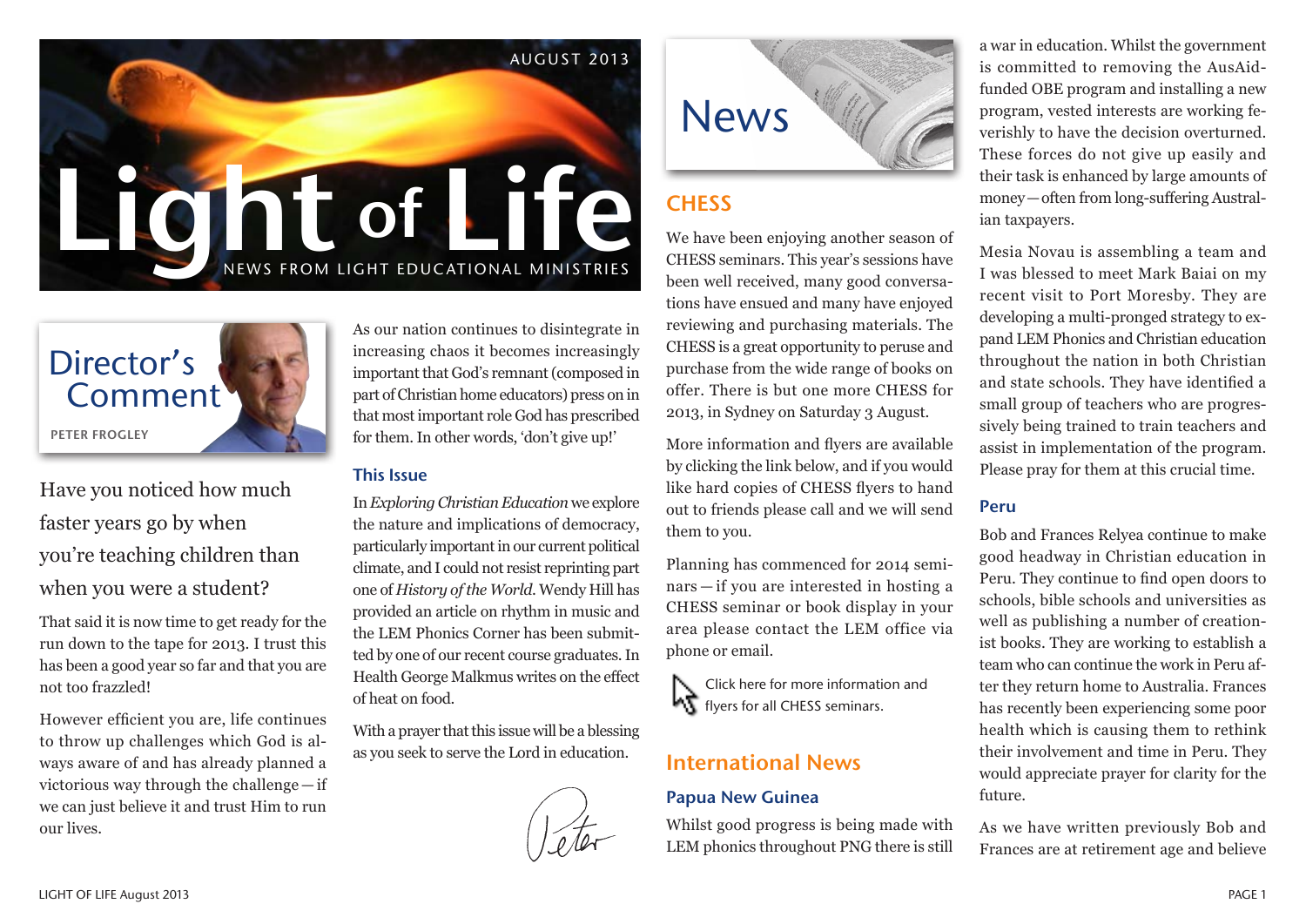AUGUST 2013

# Light of Life

NEWS FROM LIGHT EDUCATIONAL MINISTRIES

## Director's Comment

PETER FROGLEY

Have you noticed how much faster years go by when you're teaching children than when you were a student?

That said it is now time to get ready for the run down to the tape for 2013. I trust this has been a good year so far and that you are not too frazzled!

However efficient you are, life continues to throw up challenges which God is always aware of and has already planned a victorious way through the challenge — if we can just believe it and trust Him to run our lives.

As our nation continues to disintegrate in increasing chaos it becomes increasingly important that God's remnant (composed in part of Christian home educators) press on in that most important role God has prescribed for them. In other words, 'don't give up!'

### This Issue

In *Exploring Christian Education* we explore the nature and implications of democracy, particularly important in our current political climate, and I could not resist reprinting part one of *History of the World*. Wendy Hill has provided an article on rhythm in music and the LEM Phonics Corner has been submitted by one of our recent course graduates. In Health George Malkmus writes on the effect of heat on food.

With a prayer that this issue will be a blessing as you seek to serve the Lord in education.

Peter

# News

## CHESS

We have been enjoying another season of CHESS seminars. This year's sessions have been well received, many good conversations have ensued and many have enjoyed reviewing and purchasing materials. The CHESS is a great opportunity to peruse and purchase from the wide range of books on offer. There is but one more CHESS for 2013, in Sydney on Saturday 3 August.

More information and flyers are available by clicking the link below, and if you would like hard copies of CHESS flyers to hand out to friends please call and we will send them to you.

Planning has commenced for 2014 seminars — if you are interested in hosting a CHESS seminar or book display in your area please contact the LEM office via phone or email.

Click here for more information and flyers for all CHESS seminars.

## International News

### Papua New Guinea

Whilst good progress is being made with LEM phonics throughout PNG there is still a war in education. Whilst the government is committed to removing the AusAid-funded OBE program and installing a new program, vested interests are working feverishly to have the decision overturned. These forces do not give up easily and their task is enhanced by large amounts of money — often from long-suffering Australian taxpayers.

Mesia Novau is assembling a team and I was blessed to meet Mark Baiai on my recent visit to Port Moresby. They are developing a multi-pronged strategy to expand LEM Phonics and Christian education throughout the nation in both Christian and state schools. They have identified a small group of teachers who are progressively being trained to train teachers and assist in implementation of the program. Please pray for them at this crucial time.

### Peru

Bob and Frances Relyea continue to make good headway in Christian education in Peru. They continue to find open doors to schools, bible schools and universities as well as publishing a number of creationist books. They are working to establish a team who can continue the work in Peru after they return home to Australia. Frances has recently been experiencing some poor health which is causing them to rethink their involvement and time in Peru. They would appreciate prayer for clarity for the future.

As we have written previously Bob and Frances are at retirement age and believe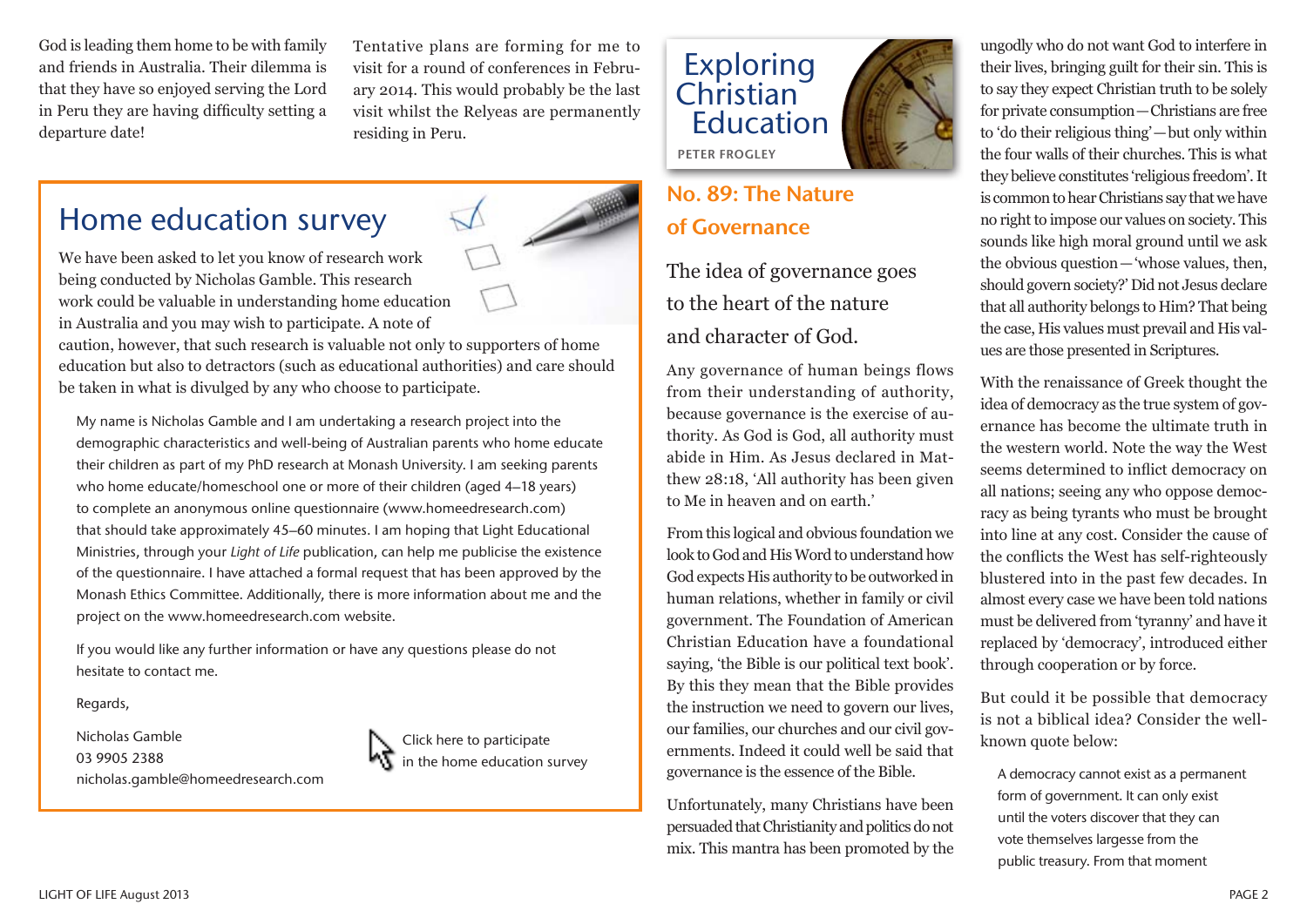God is leading them home to be with family and friends in Australia. Their dilemma is that they have so enjoyed serving the Lord in Peru they are having difficulty setting a departure date!

Tentative plans are forming for me to visit for a round of conferences in February 2014. This would probably be the last visit whilst the Relyeas are permanently residing in Peru.

## Home education survey

We have been asked to let you know of research work being conducted by Nicholas Gamble. This research work could be valuable in understanding home education in Australia and you may wish to participate. A note of caution, however, that such research is valuable not only to supporters of home education but also to detractors (such as educational authorities) and care should be taken in what is divulged by any who choose to participate.

My name is Nicholas Gamble and I am undertaking a research project into the demographic characteristics and well-being of Australian parents who home educate their children as part of my PhD research at Monash University. I am seeking parents who home educate/homeschool one or more of their children (aged 4–18 years) to complete an anonymous online questionnaire (www.homeedresearch.com) that should take approximately 45–60 minutes. I am hoping that Light Educational Ministries, through your *Light of Life* publication, can help me publicise the existence of the questionnaire. I have attached a formal request that has been approved by the Monash Ethics Committee. Additionally, there is more information about me and the project on the www.homeedresearch.com website.

If you would like any further information or have any questions please do not hesitate to contact me.

Regards,

Nicholas Gamble
03 9905 2388
nicholas.gamble@homeedresearch.com

Click here to participate in the home education survey

# Exploring Christian Education

PETER FROGLEY

## No. 89: The Nature of Governance

### The idea of governance goes to the heart of the nature and character of God.

Any governance of human beings flows from their understanding of authority, because governance is the exercise of authority. As God is God, all authority must abide in Him. As Jesus declared in Matthew 28:18, 'All authority has been given to Me in heaven and on earth.'

From this logical and obvious foundation we look to God and His Word to understand how God expects His authority to be outworked in human relations, whether in family or civil government. The Foundation of American Christian Education have a foundational saying, 'the Bible is our political text book'. By this they mean that the Bible provides the instruction we need to govern our lives, our families, our churches and our civil governments. Indeed it could well be said that governance is the essence of the Bible.

Unfortunately, many Christians have been persuaded that Christianity and politics do not mix. This mantra has been promoted by the ungodly who do not want God to interfere in their lives, bringing guilt for their sin. This is to say they expect Christian truth to be solely for private consumption—Christians are free to 'do their religious thing'—but only within the four walls of their churches. This is what they believe constitutes 'religious freedom'. It is common to hear Christians say that we have no right to impose our values on society. This sounds like high moral ground until we ask the obvious question—'whose values, then, should govern society?' Did not Jesus declare that all authority belongs to Him? That being the case, His values must prevail and His values are those presented in Scriptures.

With the renaissance of Greek thought the idea of democracy as the true system of governance has become the ultimate truth in the western world. Note the way the West seems determined to inflict democracy on all nations; seeing any who oppose democracy as being tyrants who must be brought into line at any cost. Consider the cause of the conflicts the West has self-righteously blustered into in the past few decades. In almost every case we have been told nations must be delivered from 'tyranny' and have it replaced by 'democracy', introduced either through cooperation or by force.

But could it be possible that democracy is not a biblical idea? Consider the well-known quote below:

> A democracy cannot exist as a permanent form of government. It can only exist until the voters discover that they can vote themselves largesse from the public treasury. From that moment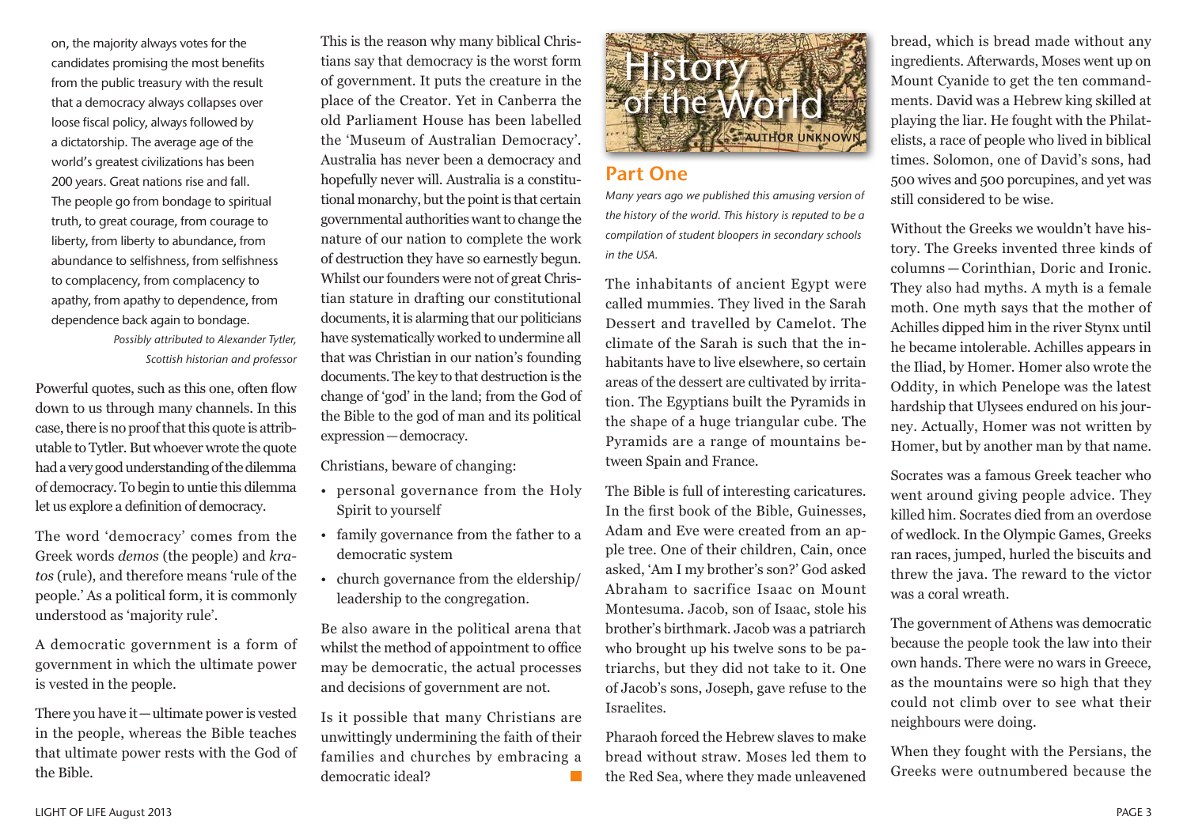on, the majority always votes for the candidates promising the most benefits from the public treasury with the result that a democracy always collapses over loose fiscal policy, always followed by a dictatorship. The average age of the world's greatest civilizations has been 200 years. Great nations rise and fall. The people go from bondage to spiritual truth, to great courage, from courage to liberty, from liberty to abundance, from abundance to selfishness, from selfishness to complacency, from complacency to apathy, from apathy to dependence, from dependence back again to bondage.

*Possibly attributed to Alexander Tytler, Scottish historian and professor*

Powerful quotes, such as this one, often flow down to us through many channels. In this case, there is no proof that this quote is attributable to Tytler. But whoever wrote the quote had a very good understanding of the dilemma of democracy. To begin to untie this dilemma let us explore a definition of democracy.

The word 'democracy' comes from the Greek words *demos* (the people) and *kratos* (rule), and therefore means 'rule of the people.' As a political form, it is commonly understood as 'majority rule'.

A democratic government is a form of government in which the ultimate power is vested in the people.

There you have it—ultimate power is vested in the people, whereas the Bible teaches that ultimate power rests with the God of the Bible.

This is the reason why many biblical Christians say that democracy is the worst form of government. It puts the creature in the place of the Creator. Yet in Canberra the old Parliament House has been labelled the 'Museum of Australian Democracy'. Australia has never been a democracy and hopefully never will. Australia is a constitutional monarchy, but the point is that certain governmental authorities want to change the nature of our nation to complete the work of destruction they have so earnestly begun. Whilst our founders were not of great Christian stature in drafting our constitutional documents, it is alarming that our politicians have systematically worked to undermine all that was Christian in our nation's founding documents. The key to that destruction is the change of 'god' in the land; from the God of the Bible to the god of man and its political expression—democracy.

Christians, beware of changing:

- personal governance from the Holy Spirit to yourself
- family governance from the father to a democratic system
- church governance from the eldership/leadership to the congregation.

Be also aware in the political arena that whilst the method of appointment to office may be democratic, the actual processes and decisions of government are not.

Is it possible that many Christians are unwittingly undermining the faith of their families and churches by embracing a democratic ideal?

# History of the World

AUTHOR UNKNOWN

## Part One

*Many years ago we published this amusing version of the history of the world. This history is reputed to be a compilation of student bloopers in secondary schools in the USA.*

The inhabitants of ancient Egypt were called mummies. They lived in the Sarah Dessert and travelled by Camelot. The climate of the Sarah is such that the inhabitants have to live elsewhere, so certain areas of the dessert are cultivated by irritation. The Egyptians built the Pyramids in the shape of a huge triangular cube. The Pyramids are a range of mountains between Spain and France.

The Bible is full of interesting caricatures. In the first book of the Bible, Guinesses, Adam and Eve were created from an apple tree. One of their children, Cain, once asked, 'Am I my brother's son?' God asked Abraham to sacrifice Isaac on Mount Montesuma. Jacob, son of Isaac, stole his brother's birthmark. Jacob was a patriarch who brought up his twelve sons to be patriarchs, but they did not take to it. One of Jacob's sons, Joseph, gave refuse to the Israelites.

Pharaoh forced the Hebrew slaves to make bread without straw. Moses led them to the Red Sea, where they made unleavened bread, which is bread made without any ingredients. Afterwards, Moses went up on Mount Cyanide to get the ten commandments. David was a Hebrew king skilled at playing the liar. He fought with the Philatelists, a race of people who lived in biblical times. Solomon, one of David's sons, had 500 wives and 500 porcupines, and yet was still considered to be wise.

Without the Greeks we wouldn't have history. The Greeks invented three kinds of columns—Corinthian, Doric and Ironic. They also had myths. A myth is a female moth. One myth says that the mother of Achilles dipped him in the river Stynx until he became intolerable. Achilles appears in the Iliad, by Homer. Homer also wrote the Oddity, in which Penelope was the latest hardship that Ulysees endured on his journey. Actually, Homer was not written by Homer, but by another man by that name.

Socrates was a famous Greek teacher who went around giving people advice. They killed him. Socrates died from an overdose of wedlock. In the Olympic Games, Greeks ran races, jumped, hurled the biscuits and threw the java. The reward to the victor was a coral wreath.

The government of Athens was democratic because the people took the law into their own hands. There were no wars in Greece, as the mountains were so high that they could not climb over to see what their neighbours were doing.

When they fought with the Persians, the Greeks were outnumbered because the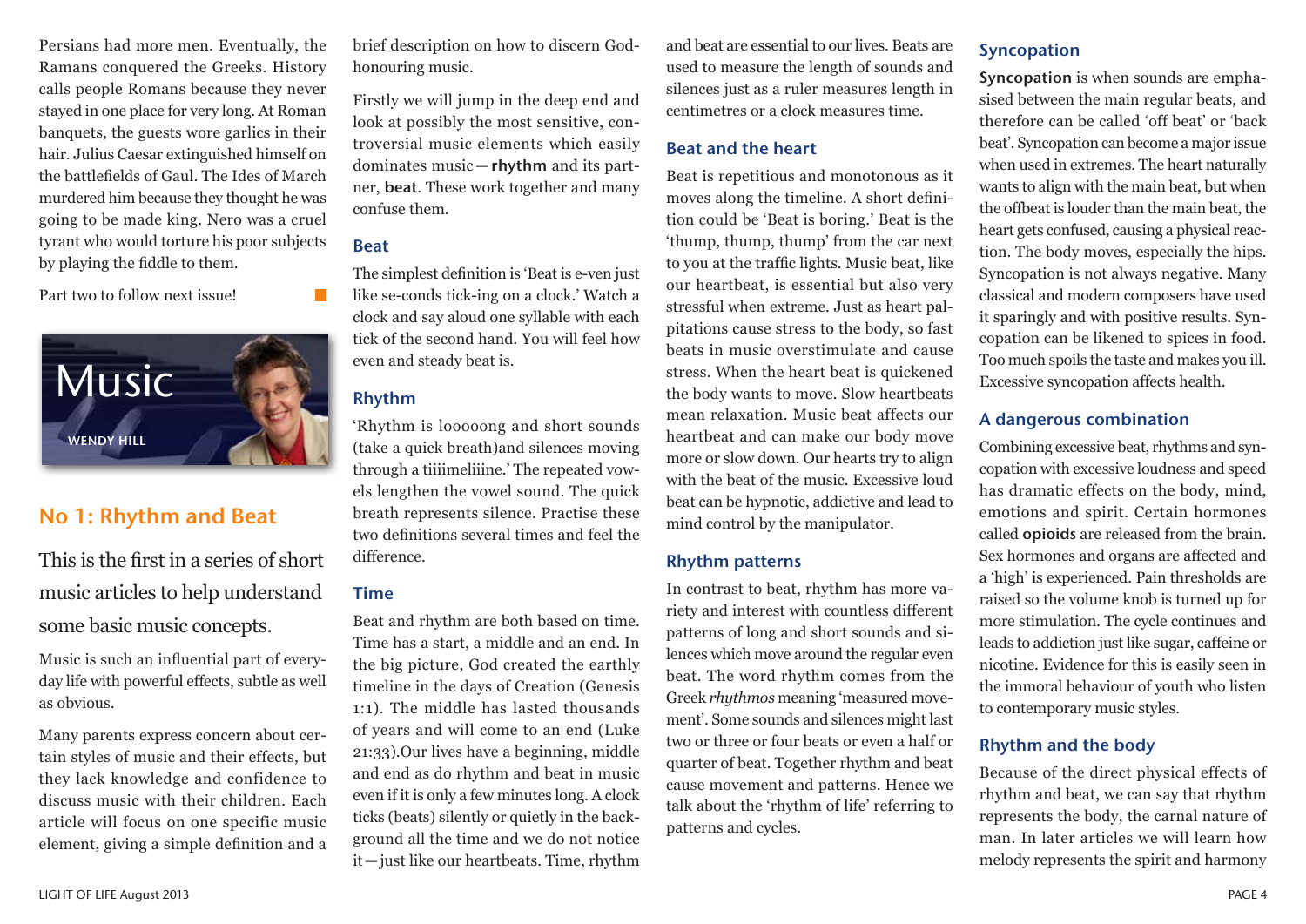Persians had more men. Eventually, the Ramans conquered the Greeks. History calls people Romans because they never stayed in one place for very long. At Roman banquets, the guests wore garlics in their hair. Julius Caesar extinguished himself on the battlefields of Gaul. The Ides of March murdered him because they thought he was going to be made king. Nero was a cruel tyrant who would torture his poor subjects by playing the fiddle to them.

Part two to follow next issue!

# Music

WENDY HILL

## No 1: Rhythm and Beat

This is the first in a series of short music articles to help understand some basic music concepts.

Music is such an influential part of everyday life with powerful effects, subtle as well as obvious.

Many parents express concern about certain styles of music and their effects, but they lack knowledge and confidence to discuss music with their children. Each article will focus on one specific music element, giving a simple definition and a brief description on how to discern God-honouring music.

Firstly we will jump in the deep end and look at possibly the most sensitive, controversial music elements which easily dominates music—**rhythm** and its partner, **beat**. These work together and many confuse them.

### Beat

The simplest definition is 'Beat is e-ven just like se-conds tick-ing on a clock.' Watch a clock and say aloud one syllable with each tick of the second hand. You will feel how even and steady beat is.

### Rhythm

'Rhythm is looooong and short sounds (take a quick breath)and silences moving through a tiiiimeliiine.' The repeated vowels lengthen the vowel sound. The quick breath represents silence. Practise these two definitions several times and feel the difference.

### Time

Beat and rhythm are both based on time. Time has a start, a middle and an end. In the big picture, God created the earthly timeline in the days of Creation (Genesis 1:1). The middle has lasted thousands of years and will come to an end (Luke 21:33).Our lives have a beginning, middle and end as do rhythm and beat in music even if it is only a few minutes long. A clock ticks (beats) silently or quietly in the background all the time and we do not notice it—just like our heartbeats. Time, rhythm and beat are essential to our lives. Beats are used to measure the length of sounds and silences just as a ruler measures length in centimetres or a clock measures time.

### Beat and the heart

Beat is repetitious and monotonous as it moves along the timeline. A short definition could be 'Beat is boring.' Beat is the 'thump, thump, thump' from the car next to you at the traffic lights. Music beat, like our heartbeat, is essential but also very stressful when extreme. Just as heart palpitations cause stress to the body, so fast beats in music overstimulate and cause stress. When the heart beat is quickened the body wants to move. Slow heartbeats mean relaxation. Music beat affects our heartbeat and can make our body move more or slow down. Our hearts try to align with the beat of the music. Excessive loud beat can be hypnotic, addictive and lead to mind control by the manipulator.

### Rhythm patterns

In contrast to beat, rhythm has more variety and interest with countless different patterns of long and short sounds and silences which move around the regular even beat. The word rhythm comes from the Greek *rhythmos* meaning 'measured movement'. Some sounds and silences might last two or three or four beats or even a half or quarter of beat. Together rhythm and beat cause movement and patterns. Hence we talk about the 'rhythm of life' referring to patterns and cycles.

### Syncopation

**Syncopation** is when sounds are emphasised between the main regular beats, and therefore can be called 'off beat' or 'back beat'. Syncopation can become a major issue when used in extremes. The heart naturally wants to align with the main beat, but when the offbeat is louder than the main beat, the heart gets confused, causing a physical reaction. The body moves, especially the hips. Syncopation is not always negative. Many classical and modern composers have used it sparingly and with positive results. Syncopation can be likened to spices in food. Too much spoils the taste and makes you ill. Excessive syncopation affects health.

### A dangerous combination

Combining excessive beat, rhythms and syncopation with excessive loudness and speed has dramatic effects on the body, mind, emotions and spirit. Certain hormones called **opioids** are released from the brain. Sex hormones and organs are affected and a 'high' is experienced. Pain thresholds are raised so the volume knob is turned up for more stimulation. The cycle continues and leads to addiction just like sugar, caffeine or nicotine. Evidence for this is easily seen in the immoral behaviour of youth who listen to contemporary music styles.

### Rhythm and the body

Because of the direct physical effects of rhythm and beat, we can say that rhythm represents the body, the carnal nature of man. In later articles we will learn how melody represents the spirit and harmony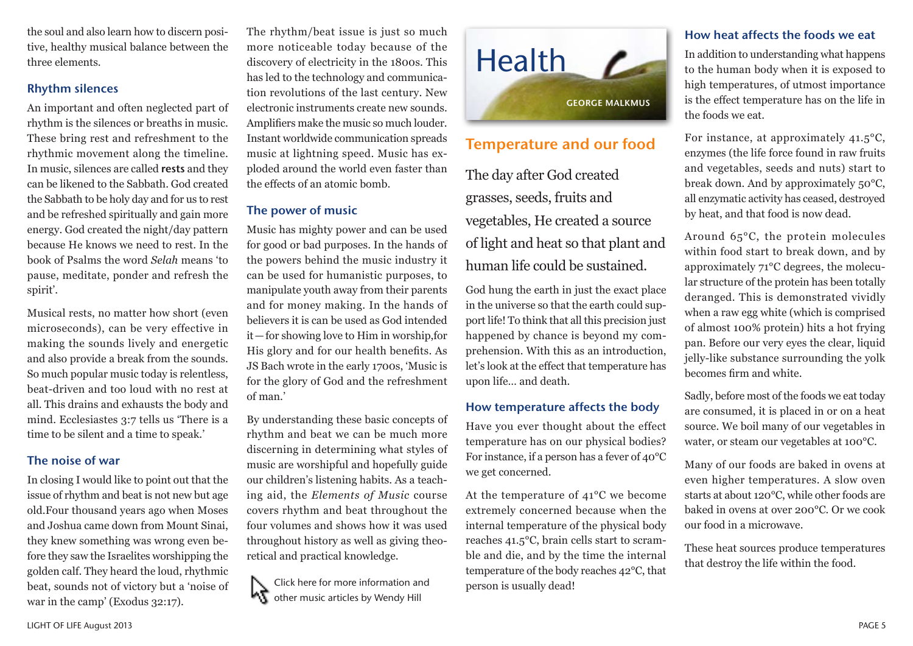the soul and also learn how to discern positive, healthy musical balance between the three elements.

### Rhythm silences

An important and often neglected part of rhythm is the silences or breaths in music. These bring rest and refreshment to the rhythmic movement along the timeline. In music, silences are called **rests** and they can be likened to the Sabbath. God created the Sabbath to be holy day and for us to rest and be refreshed spiritually and gain more energy. God created the night/day pattern because He knows we need to rest. In the book of Psalms the word *Selah* means 'to pause, meditate, ponder and refresh the spirit'.

Musical rests, no matter how short (even microseconds), can be very effective in making the sounds lively and energetic and also provide a break from the sounds. So much popular music today is relentless, beat-driven and too loud with no rest at all. This drains and exhausts the body and mind. Ecclesiastes 3:7 tells us 'There is a time to be silent and a time to speak.'

### The noise of war

In closing I would like to point out that the issue of rhythm and beat is not new but age old.Four thousand years ago when Moses and Joshua came down from Mount Sinai, they knew something was wrong even before they saw the Israelites worshipping the golden calf. They heard the loud, rhythmic beat, sounds not of victory but a 'noise of war in the camp' (Exodus 32:17).

The rhythm/beat issue is just so much more noticeable today because of the discovery of electricity in the 1800s. This has led to the technology and communication revolutions of the last century. New electronic instruments create new sounds. Amplifiers make the music so much louder. Instant worldwide communication spreads music at lightning speed. Music has exploded around the world even faster than the effects of an atomic bomb.

### The power of music

Music has mighty power and can be used for good or bad purposes. In the hands of the powers behind the music industry it can be used for humanistic purposes, to manipulate youth away from their parents and for money making. In the hands of believers it is can be used as God intended it—for showing love to Him in worship,for His glory and for our health benefits. As JS Bach wrote in the early 1700s, 'Music is for the glory of God and the refreshment of man.'

By understanding these basic concepts of rhythm and beat we can be much more discerning in determining what styles of music are worshipful and hopefully guide our children's listening habits. As a teaching aid, the *Elements of Music* course covers rhythm and beat throughout the four volumes and shows how it was used throughout history as well as giving theoretical and practical knowledge.

Click here for more information and other music articles by Wendy Hill

# Health

GEORGE MALKMUS

## Temperature and our food

The day after God created grasses, seeds, fruits and vegetables, He created a source of light and heat so that plant and human life could be sustained.

God hung the earth in just the exact place in the universe so that the earth could support life! To think that all this precision just happened by chance is beyond my comprehension. With this as an introduction, let's look at the effect that temperature has upon life… and death.

### How temperature affects the body

Have you ever thought about the effect temperature has on our physical bodies? For instance, if a person has a fever of 40°C we get concerned.

At the temperature of 41°C we become extremely concerned because when the internal temperature of the physical body reaches 41.5°C, brain cells start to scramble and die, and by the time the internal temperature of the body reaches 42°C, that person is usually dead!

### How heat affects the foods we eat

In addition to understanding what happens to the human body when it is exposed to high temperatures, of utmost importance is the effect temperature has on the life in the foods we eat.

For instance, at approximately 41.5°C, enzymes (the life force found in raw fruits and vegetables, seeds and nuts) start to break down. And by approximately 50°C, all enzymatic activity has ceased, destroyed by heat, and that food is now dead.

Around 65°C, the protein molecules within food start to break down, and by approximately 71°C degrees, the molecular structure of the protein has been totally deranged. This is demonstrated vividly when a raw egg white (which is comprised of almost 100% protein) hits a hot frying pan. Before our very eyes the clear, liquid jelly-like substance surrounding the yolk becomes firm and white.

Sadly, before most of the foods we eat today are consumed, it is placed in or on a heat source. We boil many of our vegetables in water, or steam our vegetables at 100°C.

Many of our foods are baked in ovens at even higher temperatures. A slow oven starts at about 120°C, while other foods are baked in ovens at over 200°C. Or we cook our food in a microwave.

These heat sources produce temperatures that destroy the life within the food.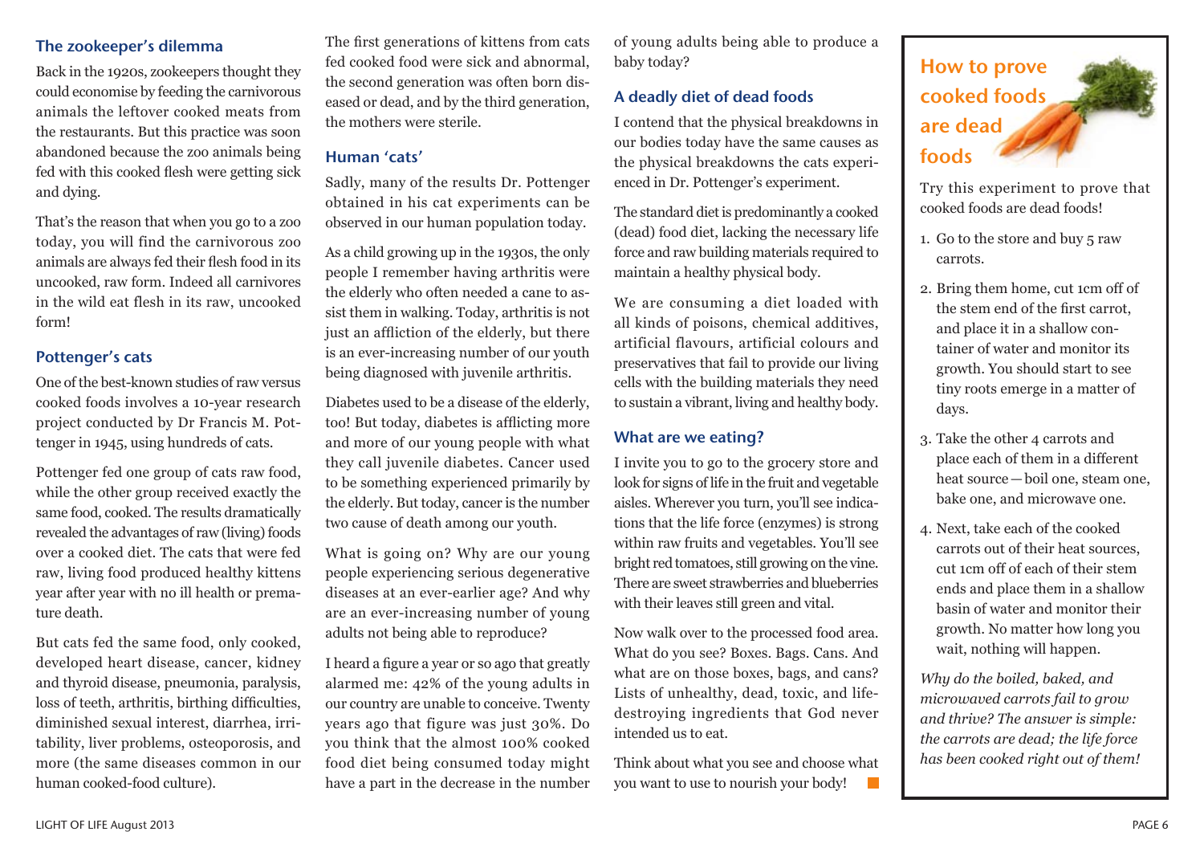## The zookeeper's dilemma

Back in the 1920s, zookeepers thought they could economise by feeding the carnivorous animals the leftover cooked meats from the restaurants. But this practice was soon abandoned because the zoo animals being fed with this cooked flesh were getting sick and dying.

That's the reason that when you go to a zoo today, you will find the carnivorous zoo animals are always fed their flesh food in its uncooked, raw form. Indeed all carnivores in the wild eat flesh in its raw, uncooked form!

## Pottenger's cats

One of the best-known studies of raw versus cooked foods involves a 10-year research project conducted by Dr Francis M. Pottenger in 1945, using hundreds of cats.

Pottenger fed one group of cats raw food, while the other group received exactly the same food, cooked. The results dramatically revealed the advantages of raw (living) foods over a cooked diet. The cats that were fed raw, living food produced healthy kittens year after year with no ill health or premature death.

But cats fed the same food, only cooked, developed heart disease, cancer, kidney and thyroid disease, pneumonia, paralysis, loss of teeth, arthritis, birthing difficulties, diminished sexual interest, diarrhea, irritability, liver problems, osteoporosis, and more (the same diseases common in our human cooked-food culture).

The first generations of kittens from cats fed cooked food were sick and abnormal, the second generation was often born diseased or dead, and by the third generation, the mothers were sterile.

## Human 'cats'

Sadly, many of the results Dr. Pottenger obtained in his cat experiments can be observed in our human population today.

As a child growing up in the 1930s, the only people I remember having arthritis were the elderly who often needed a cane to assist them in walking. Today, arthritis is not just an affliction of the elderly, but there is an ever-increasing number of our youth being diagnosed with juvenile arthritis.

Diabetes used to be a disease of the elderly, too! But today, diabetes is afflicting more and more of our young people with what they call juvenile diabetes. Cancer used to be something experienced primarily by the elderly. But today, cancer is the number two cause of death among our youth.

What is going on? Why are our young people experiencing serious degenerative diseases at an ever-earlier age? And why are an ever-increasing number of young adults not being able to reproduce?

I heard a figure a year or so ago that greatly alarmed me: 42% of the young adults in our country are unable to conceive. Twenty years ago that figure was just 30%. Do you think that the almost 100% cooked food diet being consumed today might have a part in the decrease in the number of young adults being able to produce a baby today?

## A deadly diet of dead foods

I contend that the physical breakdowns in our bodies today have the same causes as the physical breakdowns the cats experienced in Dr. Pottenger's experiment.

The standard diet is predominantly a cooked (dead) food diet, lacking the necessary life force and raw building materials required to maintain a healthy physical body.

We are consuming a diet loaded with all kinds of poisons, chemical additives, artificial flavours, artificial colours and preservatives that fail to provide our living cells with the building materials they need to sustain a vibrant, living and healthy body.

## What are we eating?

I invite you to go to the grocery store and look for signs of life in the fruit and vegetable aisles. Wherever you turn, you'll see indications that the life force (enzymes) is strong within raw fruits and vegetables. You'll see bright red tomatoes, still growing on the vine. There are sweet strawberries and blueberries with their leaves still green and vital.

Now walk over to the processed food area. What do you see? Boxes. Bags. Cans. And what are on those boxes, bags, and cans? Lists of unhealthy, dead, toxic, and life-destroying ingredients that God never intended us to eat.

Think about what you see and choose what you want to use to nourish your body!

## How to prove cooked foods are dead foods

Try this experiment to prove that cooked foods are dead foods!

1. Go to the store and buy 5 raw carrots.
2. Bring them home, cut 1cm off of the stem end of the first carrot, and place it in a shallow container of water and monitor its growth. You should start to see tiny roots emerge in a matter of days.
3. Take the other 4 carrots and place each of them in a different heat source — boil one, steam one, bake one, and microwave one.
4. Next, take each of the cooked carrots out of their heat sources, cut 1cm off of each of their stem ends and place them in a shallow basin of water and monitor their growth. No matter how long you wait, nothing will happen.

*Why do the boiled, baked, and microwaved carrots fail to grow and thrive? The answer is simple: the carrots are dead; the life force has been cooked right out of them!*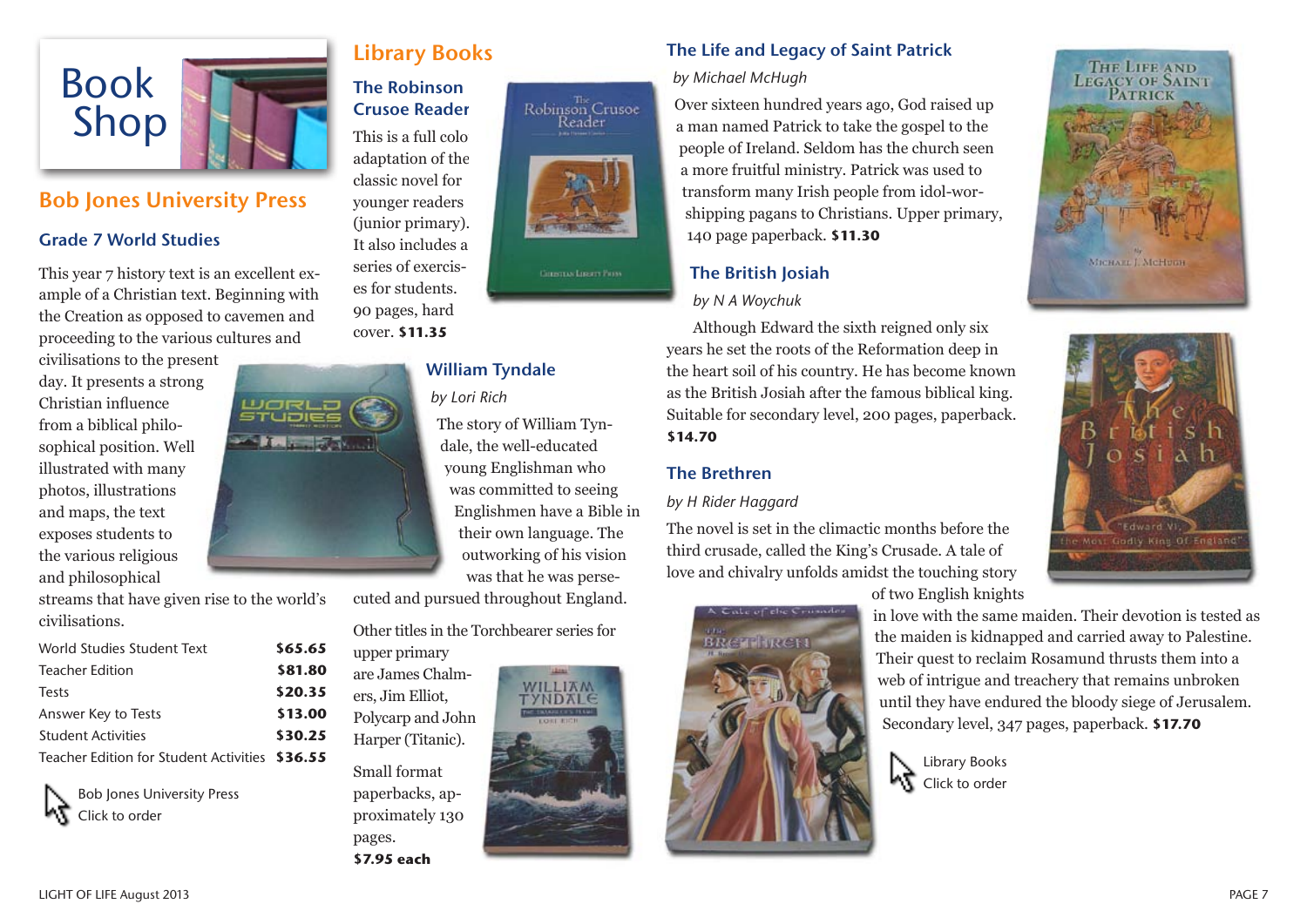# Book Shop

## Bob Jones University Press

### Grade 7 World Studies

This year 7 history text is an excellent example of a Christian text. Beginning with the Creation as opposed to cavemen and proceeding to the various cultures and civilisations to the present day. It presents a strong Christian influence from a biblical philosophical position. Well illustrated with many photos, illustrations and maps, the text exposes students to the various religious and philosophical streams that have given rise to the world's civilisations.

| | |
|---|---|
| World Studies Student Text | **$65.65** |
| Teacher Edition | **$81.80** |
| Tests | **$20.35** |
| Answer Key to Tests | **$13.00** |
| Student Activities | **$30.25** |
| Teacher Edition for Student Activities | **$36.55** |

Bob Jones University Press
Click to order

## Library Books

### The Robinson Crusoe Reader

This is a full colo adaptation of the classic novel for younger readers (junior primary). It also includes a series of exercises for students. 90 pages, hard cover. **$11.35**

### William Tyndale

*by Lori Rich*

The story of William Tyndale, the well-educated young Englishman who was committed to seeing Englishmen have a Bible in their own language. The outworking of his vision was that he was persecuted and pursued throughout England.

Other titles in the Torchbearer series for upper primary are James Chalmers, Jim Elliot, Polycarp and John Harper (Titanic).

Small format paperbacks, approximately 130 pages.
**$7.95 each**

### The Life and Legacy of Saint Patrick

*by Michael McHugh*

Over sixteen hundred years ago, God raised up a man named Patrick to take the gospel to the people of Ireland. Seldom has the church seen a more fruitful ministry. Patrick was used to transform many Irish people from idol-worshipping pagans to Christians. Upper primary, 140 page paperback. **$11.30**

### The British Josiah

*by N A Woychuk*

Although Edward the sixth reigned only six years he set the roots of the Reformation deep in the heart soil of his country. He has become known as the British Josiah after the famous biblical king. Suitable for secondary level, 200 pages, paperback. **$14.70**

### The Brethren

*by H Rider Haggard*

The novel is set in the climactic months before the third crusade, called the King's Crusade. A tale of love and chivalry unfolds amidst the touching story of two English knights in love with the same maiden. Their devotion is tested as the maiden is kidnapped and carried away to Palestine. Their quest to reclaim Rosamund thrusts them into a web of intrigue and treachery that remains unbroken until they have endured the bloody siege of Jerusalem. Secondary level, 347 pages, paperback. **$17.70**

Library Books
Click to order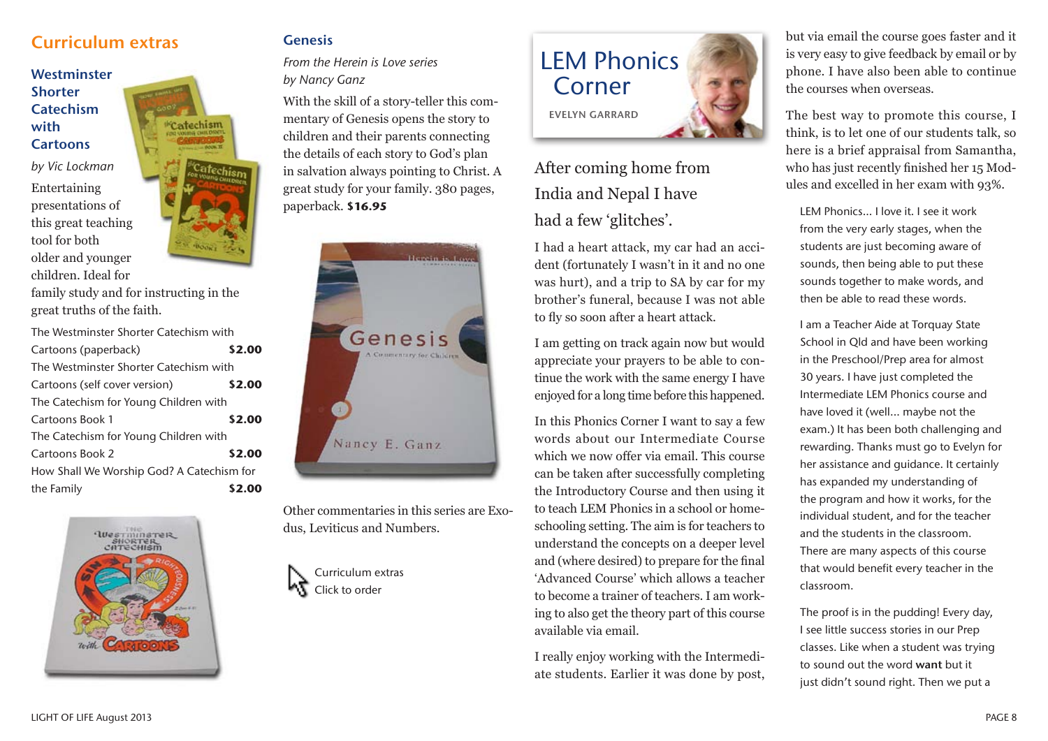## Curriculum extras

### Westminster Shorter Catechism with Cartoons

*by Vic Lockman*

Entertaining presentations of this great teaching tool for both older and younger children. Ideal for family study and for instructing in the great truths of the faith.

| Item | Price |
|---|---|
| The Westminster Shorter Catechism with Cartoons (paperback) | **$2.00** |
| The Westminster Shorter Catechism with Cartoons (self cover version) | **$2.00** |
| The Catechism for Young Children with Cartoons Book 1 | **$2.00** |
| The Catechism for Young Children with Cartoons Book 2 | **$2.00** |
| How Shall We Worship God? A Catechism for the Family | **$2.00** |

### Genesis

*From the Herein is Love series*
*by Nancy Ganz*

With the skill of a story-teller this commentary of Genesis opens the story to children and their parents connecting the details of each story to God's plan in salvation always pointing to Christ. A great study for your family. 380 pages, paperback. **$16.95**

Other commentaries in this series are Exodus, Leviticus and Numbers.

Curriculum extras
Click to order

## LEM Phonics Corner

EVELYN GARRARD

After coming home from India and Nepal I have had a few 'glitches'.

I had a heart attack, my car had an accident (fortunately I wasn't in it and no one was hurt), and a trip to SA by car for my brother's funeral, because I was not able to fly so soon after a heart attack.

I am getting on track again now but would appreciate your prayers to be able to continue the work with the same energy I have enjoyed for a long time before this happened.

In this Phonics Corner I want to say a few words about our Intermediate Course which we now offer via email. This course can be taken after successfully completing the Introductory Course and then using it to teach LEM Phonics in a school or homeschooling setting. The aim is for teachers to understand the concepts on a deeper level and (where desired) to prepare for the final 'Advanced Course' which allows a teacher to become a trainer of teachers. I am working to also get the theory part of this course available via email.

I really enjoy working with the Intermediate students. Earlier it was done by post, but via email the course goes faster and it is very easy to give feedback by email or by phone. I have also been able to continue the courses when overseas.

The best way to promote this course, I think, is to let one of our students talk, so here is a brief appraisal from Samantha, who has just recently finished her 15 Modules and excelled in her exam with 93%.

> LEM Phonics... I love it. I see it work from the very early stages, when the students are just becoming aware of sounds, then being able to put these sounds together to make words, and then be able to read these words.
>
> I am a Teacher Aide at Torquay State School in Qld and have been working in the Preschool/Prep area for almost 30 years. I have just completed the Intermediate LEM Phonics course and have loved it (well... maybe not the exam.) It has been both challenging and rewarding. Thanks must go to Evelyn for her assistance and guidance. It certainly has expanded my understanding of the program and how it works, for the individual student, and for the teacher and the students in the classroom. There are many aspects of this course that would benefit every teacher in the classroom.
>
> The proof is in the pudding! Every day, I see little success stories in our Prep classes. Like when a student was trying to sound out the word **want** but it just didn't sound right. Then we put a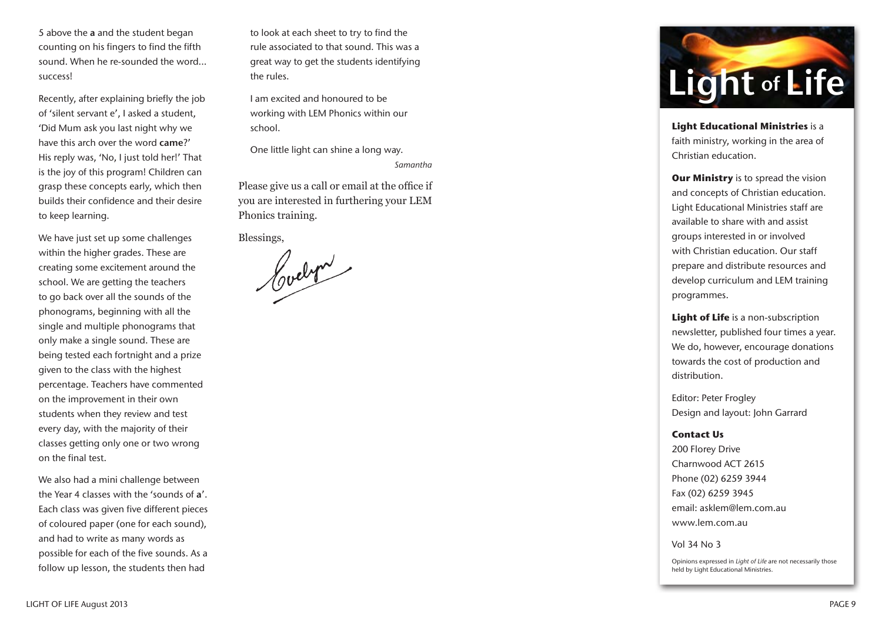5 above the **a** and the student began counting on his fingers to find the fifth sound. When he re-sounded the word... success!

Recently, after explaining briefly the job of 'silent servant e', I asked a student, 'Did Mum ask you last night why we have this arch over the word **came**?' His reply was, 'No, I just told her!' That is the joy of this program! Children can grasp these concepts early, which then builds their confidence and their desire to keep learning.

We have just set up some challenges within the higher grades. These are creating some excitement around the school. We are getting the teachers to go back over all the sounds of the phonograms, beginning with all the single and multiple phonograms that only make a single sound. These are being tested each fortnight and a prize given to the class with the highest percentage. Teachers have commented on the improvement in their own students when they review and test every day, with the majority of their classes getting only one or two wrong on the final test.

We also had a mini challenge between the Year 4 classes with the 'sounds of **a**'. Each class was given five different pieces of coloured paper (one for each sound), and had to write as many words as possible for each of the five sounds. As a follow up lesson, the students then had to look at each sheet to try to find the rule associated to that sound. This was a great way to get the students identifying the rules.

I am excited and honoured to be working with LEM Phonics within our school.

One little light can shine a long way.

*Samantha*

Please give us a call or email at the office if you are interested in furthering your LEM Phonics training.

Blessings,

Evelyn

# Light of Life

**Light Educational Ministries** is a faith ministry, working in the area of Christian education.

**Our Ministry** is to spread the vision and concepts of Christian education. Light Educational Ministries staff are available to share with and assist groups interested in or involved with Christian education. Our staff prepare and distribute resources and develop curriculum and LEM training programmes.

**Light of Life** is a non-subscription newsletter, published four times a year. We do, however, encourage donations towards the cost of production and distribution.

Editor: Peter Frogley
Design and layout: John Garrard

**Contact Us**
200 Florey Drive
Charnwood ACT 2615
Phone (02) 6259 3944
Fax (02) 6259 3945
email: asklem@lem.com.au
www.lem.com.au

Vol 34 No 3

Opinions expressed in *Light of Life* are not necessarily those held by Light Educational Ministries.